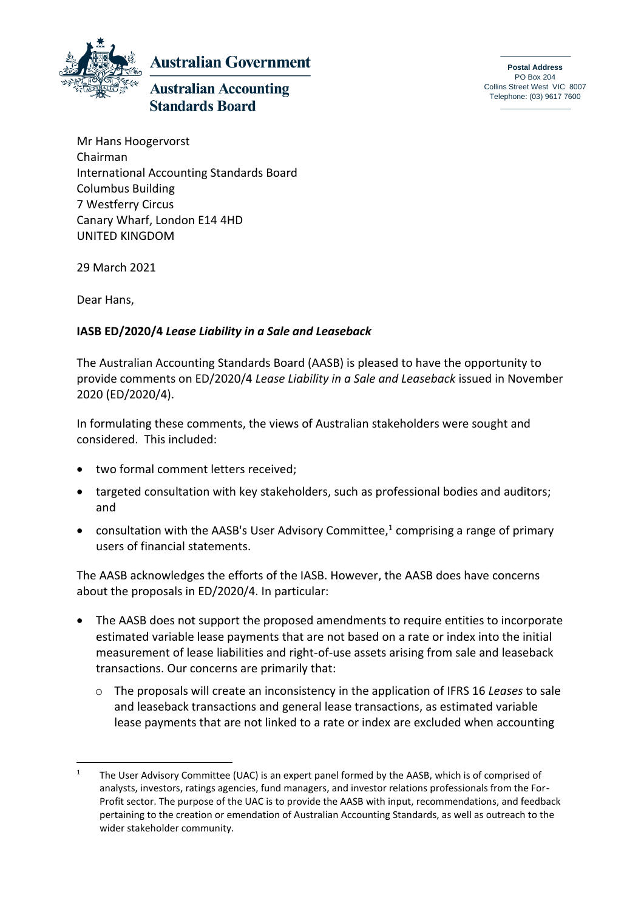**Australian Government**

**Australian Accounting Standards Board**

**Postal Address**
PO Box 204
Collins Street West VIC 8007
Telephone: (03) 9617 7600

Mr Hans Hoogervorst
Chairman
International Accounting Standards Board
Columbus Building
7 Westferry Circus
Canary Wharf, London E14 4HD
UNITED KINGDOM

29 March 2021

Dear Hans,

**IASB ED/2020/4 *Lease Liability in a Sale and Leaseback***

The Australian Accounting Standards Board (AASB) is pleased to have the opportunity to provide comments on ED/2020/4 *Lease Liability in a Sale and Leaseback* issued in November 2020 (ED/2020/4).

In formulating these comments, the views of Australian stakeholders were sought and considered. This included:

- two formal comment letters received;
- targeted consultation with key stakeholders, such as professional bodies and auditors; and
- consultation with the AASB's User Advisory Committee,[1] comprising a range of primary users of financial statements.

The AASB acknowledges the efforts of the IASB. However, the AASB does have concerns about the proposals in ED/2020/4. In particular:

- The AASB does not support the proposed amendments to require entities to incorporate estimated variable lease payments that are not based on a rate or index into the initial measurement of lease liabilities and right-of-use assets arising from sale and leaseback transactions. Our concerns are primarily that:
  - The proposals will create an inconsistency in the application of IFRS 16 *Leases* to sale and leaseback transactions and general lease transactions, as estimated variable lease payments that are not linked to a rate or index are excluded when accounting

[1] The User Advisory Committee (UAC) is an expert panel formed by the AASB, which is of comprised of analysts, investors, ratings agencies, fund managers, and investor relations professionals from the For-Profit sector. The purpose of the UAC is to provide the AASB with input, recommendations, and feedback pertaining to the creation or emendation of Australian Accounting Standards, as well as outreach to the wider stakeholder community.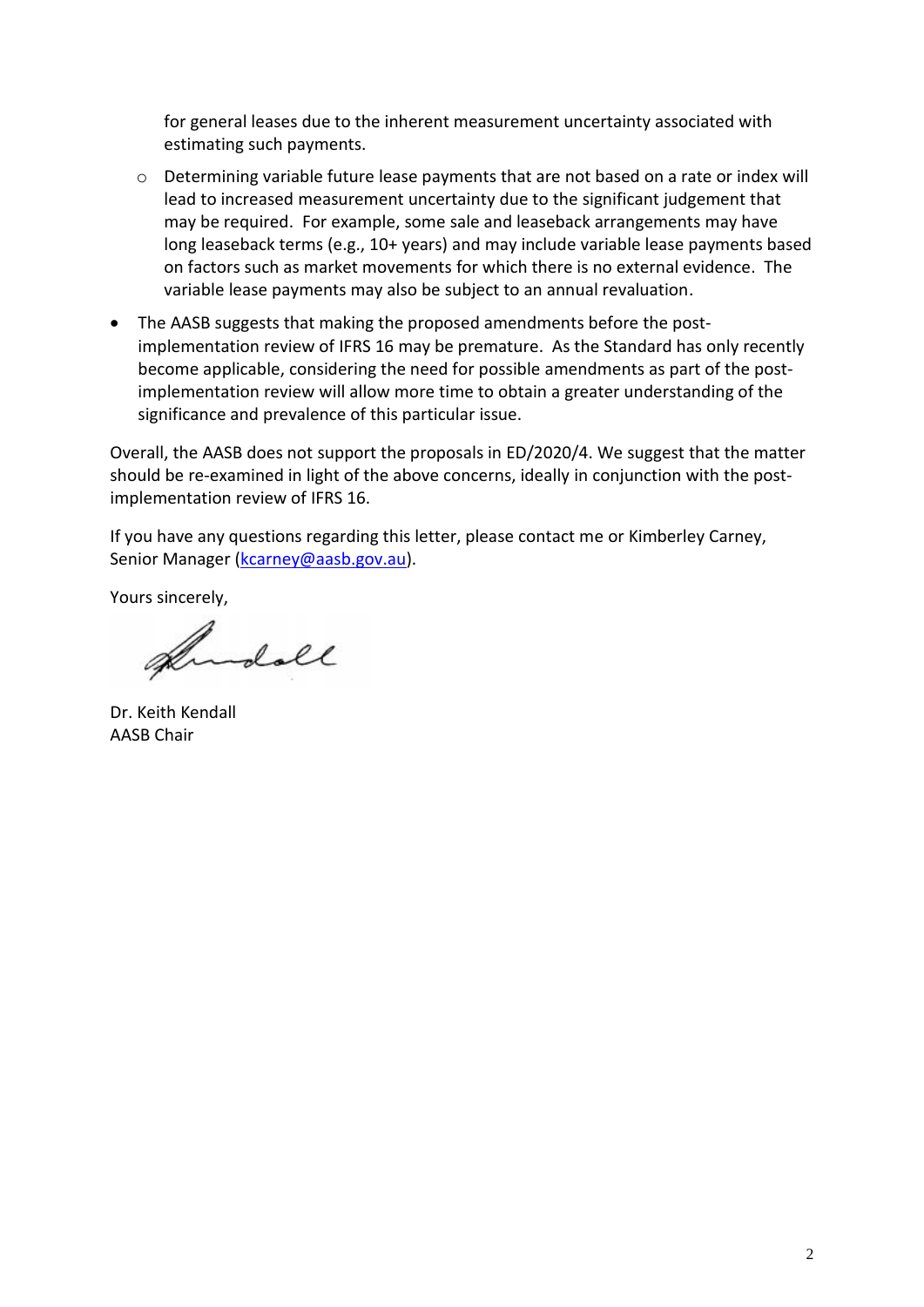for general leases due to the inherent measurement uncertainty associated with estimating such payments.

  - Determining variable future lease payments that are not based on a rate or index will lead to increased measurement uncertainty due to the significant judgement that may be required. For example, some sale and leaseback arrangements may have long leaseback terms (e.g., 10+ years) and may include variable lease payments based on factors such as market movements for which there is no external evidence. The variable lease payments may also be subject to an annual revaluation.

- The AASB suggests that making the proposed amendments before the post-implementation review of IFRS 16 may be premature. As the Standard has only recently become applicable, considering the need for possible amendments as part of the post-implementation review will allow more time to obtain a greater understanding of the significance and prevalence of this particular issue.

Overall, the AASB does not support the proposals in ED/2020/4. We suggest that the matter should be re-examined in light of the above concerns, ideally in conjunction with the post-implementation review of IFRS 16.

If you have any questions regarding this letter, please contact me or Kimberley Carney, Senior Manager (kcarney@aasb.gov.au).

Yours sincerely,

Dr. Keith Kendall
AASB Chair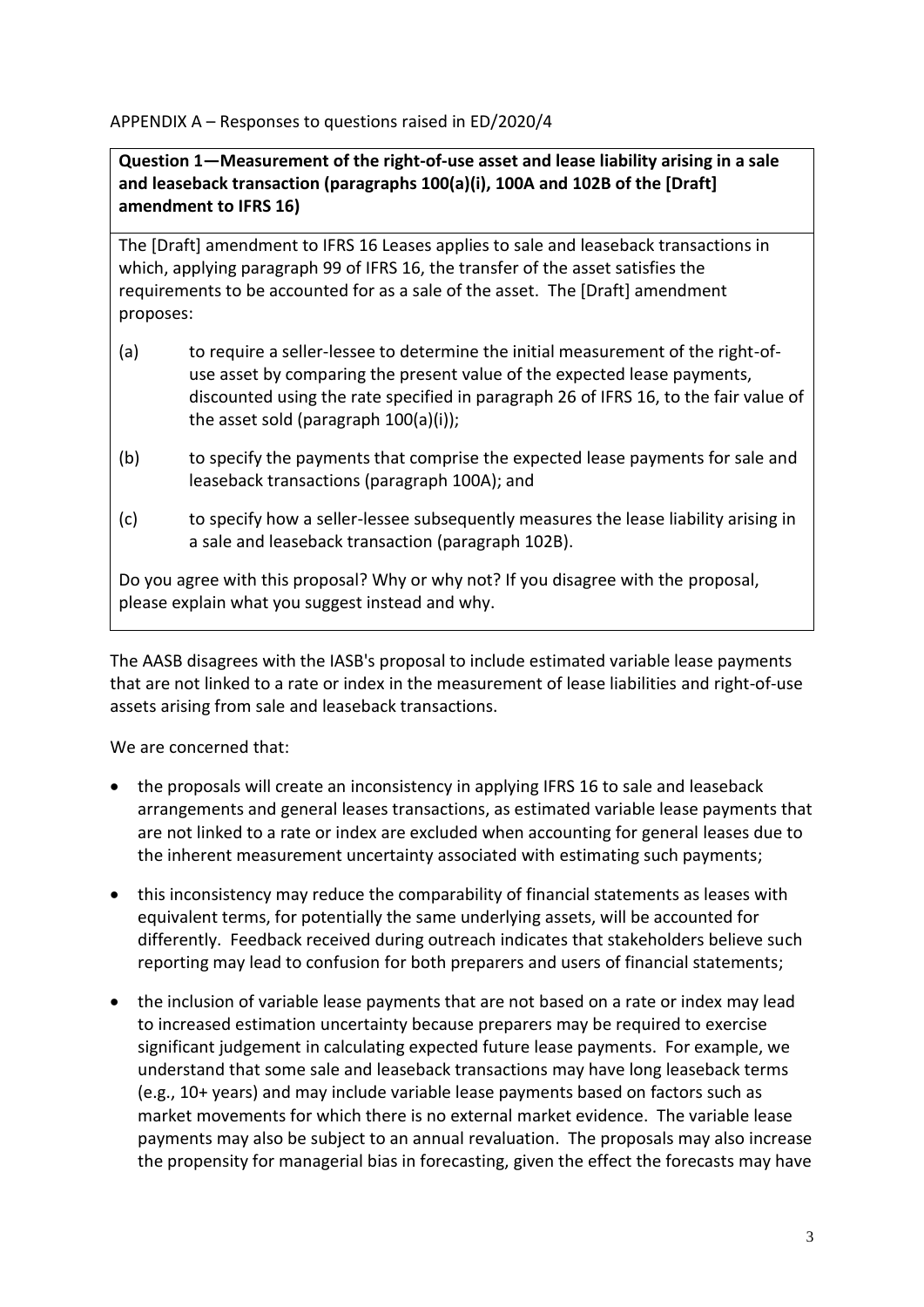APPENDIX A – Responses to questions raised in ED/2020/4

**Question 1—Measurement of the right-of-use asset and lease liability arising in a sale and leaseback transaction (paragraphs 100(a)(i), 100A and 102B of the [Draft] amendment to IFRS 16)**

The [Draft] amendment to IFRS 16 Leases applies to sale and leaseback transactions in which, applying paragraph 99 of IFRS 16, the transfer of the asset satisfies the requirements to be accounted for as a sale of the asset. The [Draft] amendment proposes:

(a) to require a seller-lessee to determine the initial measurement of the right-of-use asset by comparing the present value of the expected lease payments, discounted using the rate specified in paragraph 26 of IFRS 16, to the fair value of the asset sold (paragraph 100(a)(i));

(b) to specify the payments that comprise the expected lease payments for sale and leaseback transactions (paragraph 100A); and

(c) to specify how a seller-lessee subsequently measures the lease liability arising in a sale and leaseback transaction (paragraph 102B).

Do you agree with this proposal? Why or why not? If you disagree with the proposal, please explain what you suggest instead and why.

The AASB disagrees with the IASB's proposal to include estimated variable lease payments that are not linked to a rate or index in the measurement of lease liabilities and right-of-use assets arising from sale and leaseback transactions.

We are concerned that:

- the proposals will create an inconsistency in applying IFRS 16 to sale and leaseback arrangements and general leases transactions, as estimated variable lease payments that are not linked to a rate or index are excluded when accounting for general leases due to the inherent measurement uncertainty associated with estimating such payments;
- this inconsistency may reduce the comparability of financial statements as leases with equivalent terms, for potentially the same underlying assets, will be accounted for differently. Feedback received during outreach indicates that stakeholders believe such reporting may lead to confusion for both preparers and users of financial statements;
- the inclusion of variable lease payments that are not based on a rate or index may lead to increased estimation uncertainty because preparers may be required to exercise significant judgement in calculating expected future lease payments. For example, we understand that some sale and leaseback transactions may have long leaseback terms (e.g., 10+ years) and may include variable lease payments based on factors such as market movements for which there is no external market evidence. The variable lease payments may also be subject to an annual revaluation. The proposals may also increase the propensity for managerial bias in forecasting, given the effect the forecasts may have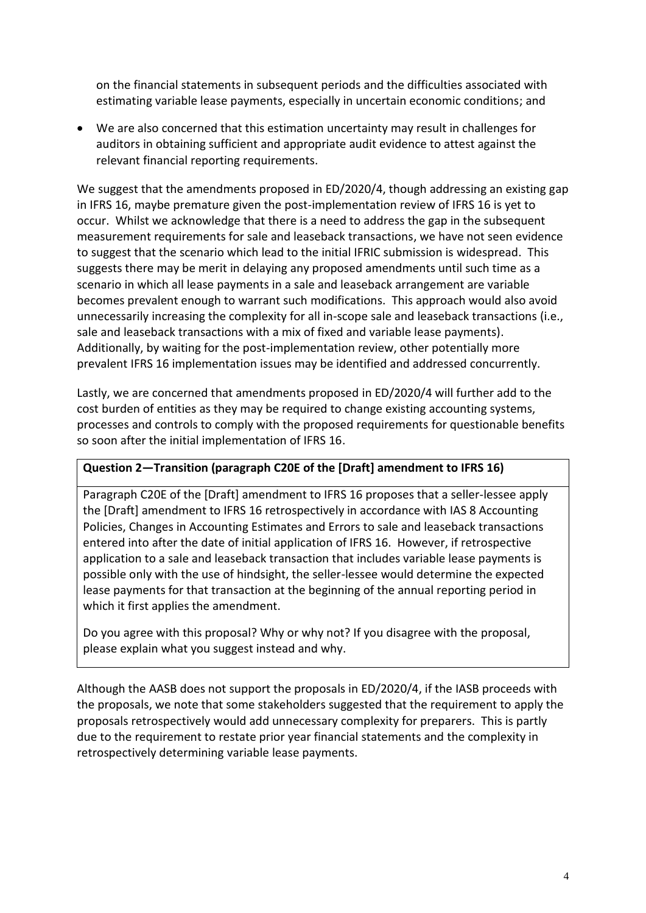on the financial statements in subsequent periods and the difficulties associated with estimating variable lease payments, especially in uncertain economic conditions; and

- We are also concerned that this estimation uncertainty may result in challenges for auditors in obtaining sufficient and appropriate audit evidence to attest against the relevant financial reporting requirements.

We suggest that the amendments proposed in ED/2020/4, though addressing an existing gap in IFRS 16, maybe premature given the post-implementation review of IFRS 16 is yet to occur. Whilst we acknowledge that there is a need to address the gap in the subsequent measurement requirements for sale and leaseback transactions, we have not seen evidence to suggest that the scenario which lead to the initial IFRIC submission is widespread. This suggests there may be merit in delaying any proposed amendments until such time as a scenario in which all lease payments in a sale and leaseback arrangement are variable becomes prevalent enough to warrant such modifications. This approach would also avoid unnecessarily increasing the complexity for all in-scope sale and leaseback transactions (i.e., sale and leaseback transactions with a mix of fixed and variable lease payments). Additionally, by waiting for the post-implementation review, other potentially more prevalent IFRS 16 implementation issues may be identified and addressed concurrently.

Lastly, we are concerned that amendments proposed in ED/2020/4 will further add to the cost burden of entities as they may be required to change existing accounting systems, processes and controls to comply with the proposed requirements for questionable benefits so soon after the initial implementation of IFRS 16.

**Question 2—Transition (paragraph C20E of the [Draft] amendment to IFRS 16)**

Paragraph C20E of the [Draft] amendment to IFRS 16 proposes that a seller-lessee apply the [Draft] amendment to IFRS 16 retrospectively in accordance with IAS 8 Accounting Policies, Changes in Accounting Estimates and Errors to sale and leaseback transactions entered into after the date of initial application of IFRS 16. However, if retrospective application to a sale and leaseback transaction that includes variable lease payments is possible only with the use of hindsight, the seller-lessee would determine the expected lease payments for that transaction at the beginning of the annual reporting period in which it first applies the amendment.

Do you agree with this proposal? Why or why not? If you disagree with the proposal, please explain what you suggest instead and why.

Although the AASB does not support the proposals in ED/2020/4, if the IASB proceeds with the proposals, we note that some stakeholders suggested that the requirement to apply the proposals retrospectively would add unnecessary complexity for preparers. This is partly due to the requirement to restate prior year financial statements and the complexity in retrospectively determining variable lease payments.